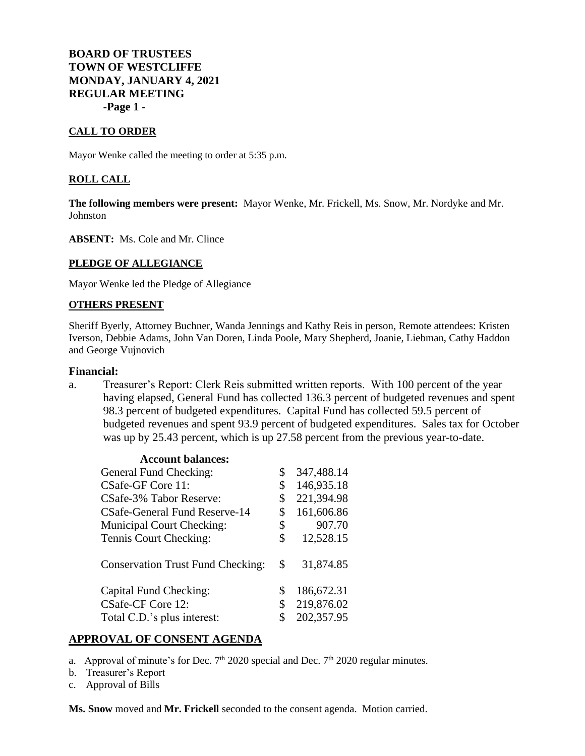**BOARD OF TRUSTEES**
**TOWN OF WESTCLIFFE**
**MONDAY, JANUARY 4, 2021**
**REGULAR MEETING**

## CALL TO ORDER

Mayor Wenke called the meeting to order at 5:35 p.m.

## ROLL CALL

**The following members were present:** Mayor Wenke, Mr. Frickell, Ms. Snow, Mr. Nordyke and Mr. Johnston

**ABSENT:** Ms. Cole and Mr. Clince

## PLEDGE OF ALLEGIANCE

Mayor Wenke led the Pledge of Allegiance

## OTHERS PRESENT

Sheriff Byerly, Attorney Buchner, Wanda Jennings and Kathy Reis in person, Remote attendees: Kristen Iverson, Debbie Adams, John Van Doren, Linda Poole, Mary Shepherd, Joanie, Liebman, Cathy Haddon and George Vujnovich

### Financial:

a. Treasurer's Report: Clerk Reis submitted written reports. With 100 percent of the year having elapsed, General Fund has collected 136.3 percent of budgeted revenues and spent 98.3 percent of budgeted expenditures. Capital Fund has collected 59.5 percent of budgeted revenues and spent 93.9 percent of budgeted expenditures. Sales tax for October was up by 25.43 percent, which is up 27.58 percent from the previous year-to-date.

**Account balances:**

| Account | Balance |
|---|---|
| General Fund Checking: | $ 347,488.14 |
| CSafe-GF Core 11: | $ 146,935.18 |
| CSafe-3% Tabor Reserve: | $ 221,394.98 |
| CSafe-General Fund Reserve-14 | $ 161,606.86 |
| Municipal Court Checking: | $ 907.70 |
| Tennis Court Checking: | $ 12,528.15 |
| Conservation Trust Fund Checking: | $ 31,874.85 |
| Capital Fund Checking: | $ 186,672.31 |
| CSafe-CF Core 12: | $ 219,876.02 |
| Total C.D.'s plus interest: | $ 202,357.95 |

## APPROVAL OF CONSENT AGENDA

a. Approval of minute's for Dec. 7th 2020 special and Dec. 7th 2020 regular minutes.
b. Treasurer's Report
c. Approval of Bills

**Ms. Snow** moved and **Mr. Frickell** seconded to the consent agenda. Motion carried.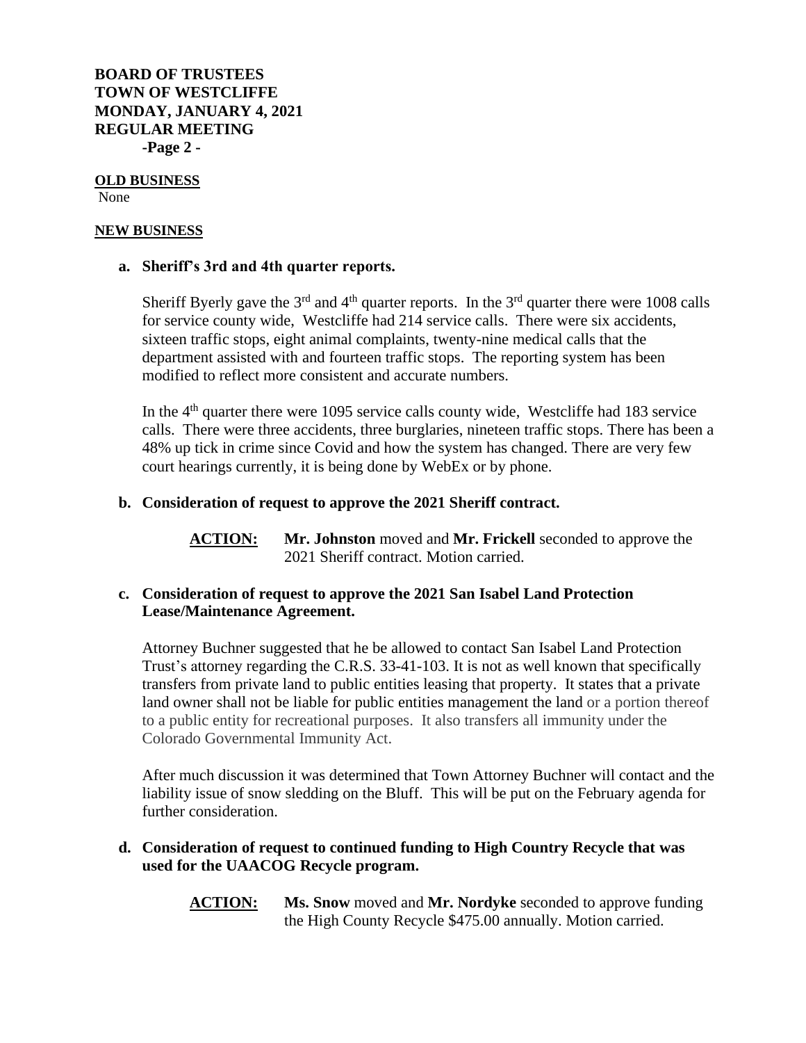**OLD BUSINESS**

None

**NEW BUSINESS**

**a. Sheriff's 3rd and 4th quarter reports.**

Sheriff Byerly gave the 3rd and 4th quarter reports. In the 3rd quarter there were 1008 calls for service county wide, Westcliffe had 214 service calls. There were six accidents, sixteen traffic stops, eight animal complaints, twenty-nine medical calls that the department assisted with and fourteen traffic stops. The reporting system has been modified to reflect more consistent and accurate numbers.

In the 4th quarter there were 1095 service calls county wide, Westcliffe had 183 service calls. There were three accidents, three burglaries, nineteen traffic stops. There has been a 48% up tick in crime since Covid and how the system has changed. There are very few court hearings currently, it is being done by WebEx or by phone.

**b. Consideration of request to approve the 2021 Sheriff contract.**

**ACTION:** **Mr. Johnston** moved and **Mr. Frickell** seconded to approve the 2021 Sheriff contract. Motion carried.

**c. Consideration of request to approve the 2021 San Isabel Land Protection Lease/Maintenance Agreement.**

Attorney Buchner suggested that he be allowed to contact San Isabel Land Protection Trust's attorney regarding the C.R.S. 33-41-103. It is not as well known that specifically transfers from private land to public entities leasing that property. It states that a private land owner shall not be liable for public entities management the land or a portion thereof to a public entity for recreational purposes. It also transfers all immunity under the Colorado Governmental Immunity Act.

After much discussion it was determined that Town Attorney Buchner will contact and the liability issue of snow sledding on the Bluff. This will be put on the February agenda for further consideration.

**d. Consideration of request to continued funding to High Country Recycle that was used for the UAACOG Recycle program.**

**ACTION:** **Ms. Snow** moved and **Mr. Nordyke** seconded to approve funding the High County Recycle $475.00 annually. Motion carried.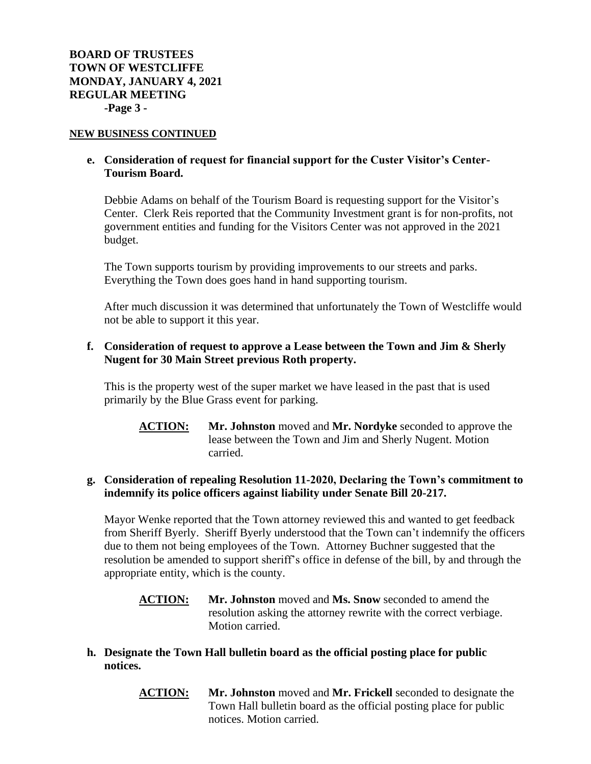**BOARD OF TRUSTEES**
**TOWN OF WESTCLIFFE**
**MONDAY, JANUARY 4, 2021**
**REGULAR MEETING**

**NEW BUSINESS CONTINUED**

**e. Consideration of request for financial support for the Custer Visitor's Center-Tourism Board.**

Debbie Adams on behalf of the Tourism Board is requesting support for the Visitor's Center. Clerk Reis reported that the Community Investment grant is for non-profits, not government entities and funding for the Visitors Center was not approved in the 2021 budget.

The Town supports tourism by providing improvements to our streets and parks. Everything the Town does goes hand in hand supporting tourism.

After much discussion it was determined that unfortunately the Town of Westcliffe would not be able to support it this year.

**f. Consideration of request to approve a Lease between the Town and Jim & Sherly Nugent for 30 Main Street previous Roth property.**

This is the property west of the super market we have leased in the past that is used primarily by the Blue Grass event for parking.

**ACTION:** **Mr. Johnston** moved and **Mr. Nordyke** seconded to approve the lease between the Town and Jim and Sherly Nugent. Motion carried.

**g. Consideration of repealing Resolution 11-2020, Declaring the Town's commitment to indemnify its police officers against liability under Senate Bill 20-217.**

Mayor Wenke reported that the Town attorney reviewed this and wanted to get feedback from Sheriff Byerly. Sheriff Byerly understood that the Town can't indemnify the officers due to them not being employees of the Town. Attorney Buchner suggested that the resolution be amended to support sheriff's office in defense of the bill, by and through the appropriate entity, which is the county.

**ACTION:** **Mr. Johnston** moved and **Ms. Snow** seconded to amend the resolution asking the attorney rewrite with the correct verbiage. Motion carried.

**h. Designate the Town Hall bulletin board as the official posting place for public notices.**

**ACTION:** **Mr. Johnston** moved and **Mr. Frickell** seconded to designate the Town Hall bulletin board as the official posting place for public notices. Motion carried.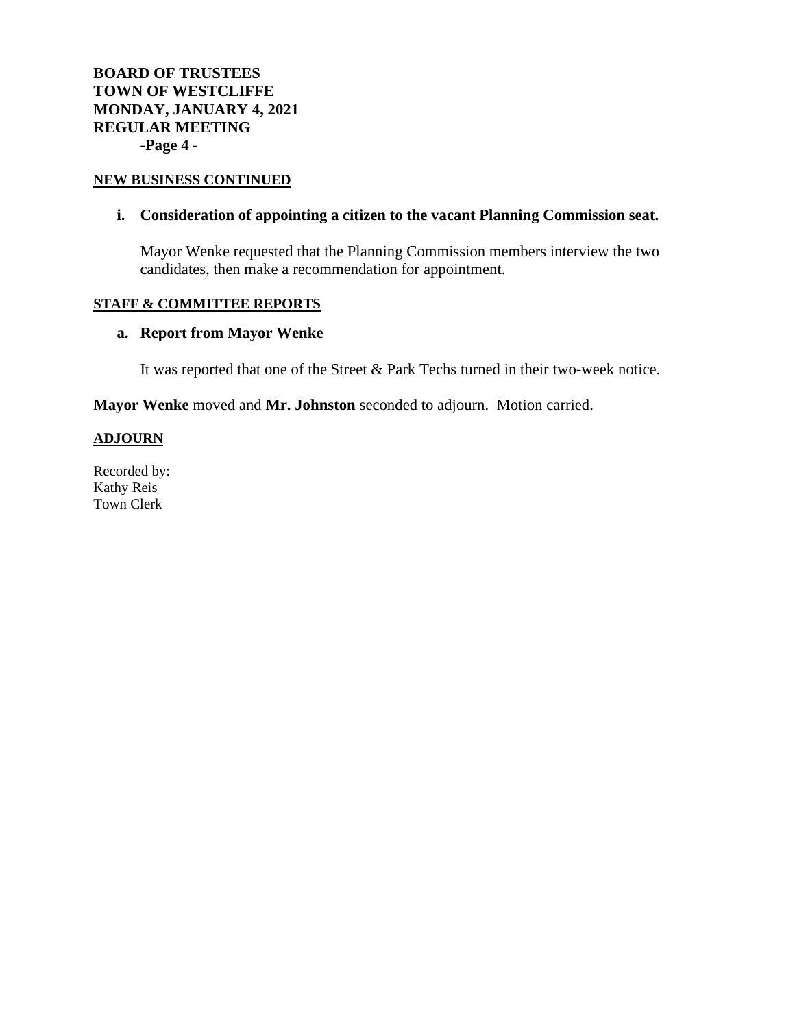**NEW BUSINESS CONTINUED**

**i. Consideration of appointing a citizen to the vacant Planning Commission seat.**

Mayor Wenke requested that the Planning Commission members interview the two candidates, then make a recommendation for appointment.

**STAFF & COMMITTEE REPORTS**

**a. Report from Mayor Wenke**

It was reported that one of the Street & Park Techs turned in their two-week notice.

**Mayor Wenke** moved and **Mr. Johnston** seconded to adjourn. Motion carried.

**ADJOURN**

Recorded by:
Kathy Reis
Town Clerk